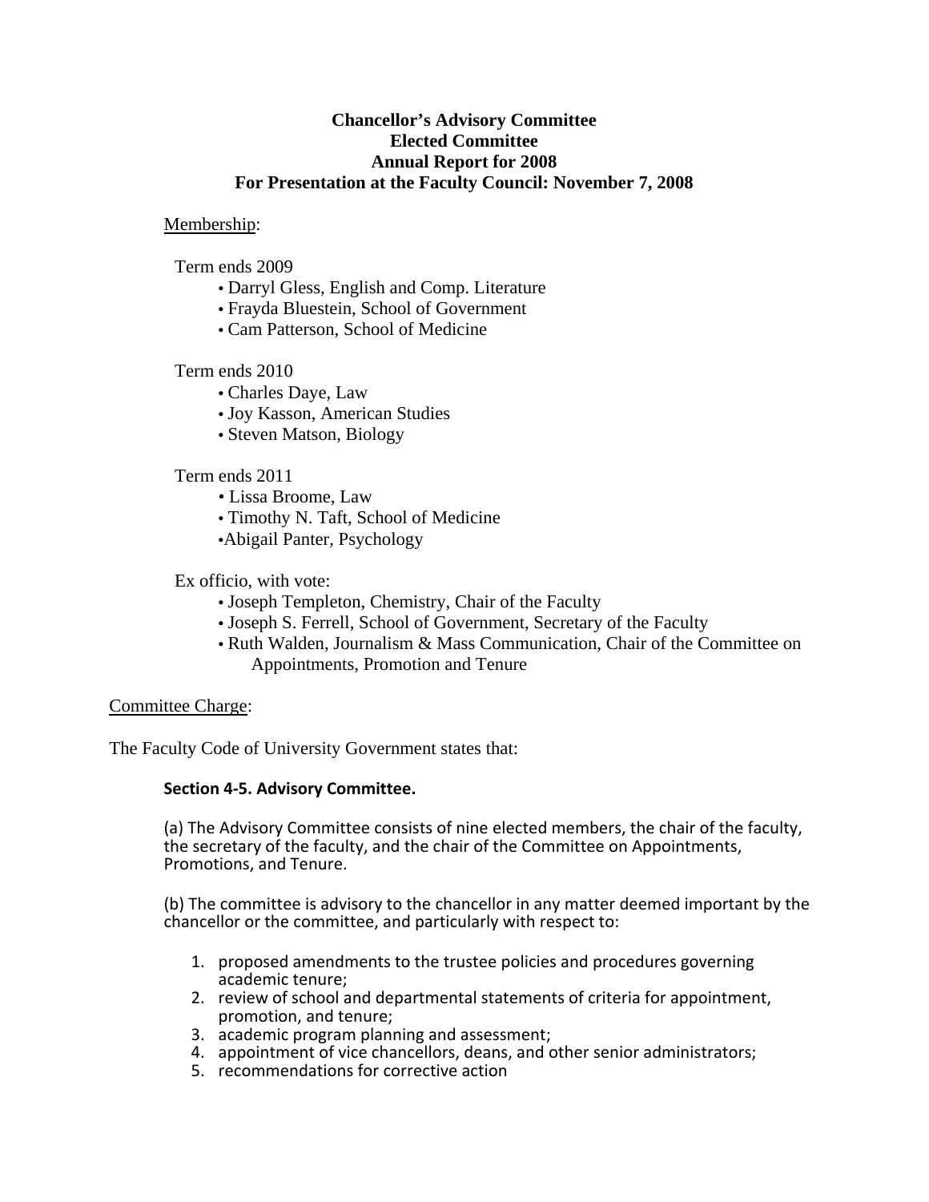# Chancellor's Advisory Committee
# Elected Committee
# Annual Report for 2008
# For Presentation at the Faculty Council: November 7, 2008

Membership:

Term ends 2009

- Darryl Gless, English and Comp. Literature
- Frayda Bluestein, School of Government
- Cam Patterson, School of Medicine

Term ends 2010

- Charles Daye, Law
- Joy Kasson, American Studies
- Steven Matson, Biology

Term ends 2011

- Lissa Broome, Law
- Timothy N. Taft, School of Medicine
- Abigail Panter, Psychology

Ex officio, with vote:

- Joseph Templeton, Chemistry, Chair of the Faculty
- Joseph S. Ferrell, School of Government, Secretary of the Faculty
- Ruth Walden, Journalism & Mass Communication, Chair of the Committee on Appointments, Promotion and Tenure

Committee Charge:

The Faculty Code of University Government states that:

**Section 4-5. Advisory Committee.**

(a) The Advisory Committee consists of nine elected members, the chair of the faculty, the secretary of the faculty, and the chair of the Committee on Appointments, Promotions, and Tenure.

(b) The committee is advisory to the chancellor in any matter deemed important by the chancellor or the committee, and particularly with respect to:

1. proposed amendments to the trustee policies and procedures governing academic tenure;
2. review of school and departmental statements of criteria for appointment, promotion, and tenure;
3. academic program planning and assessment;
4. appointment of vice chancellors, deans, and other senior administrators;
5. recommendations for corrective action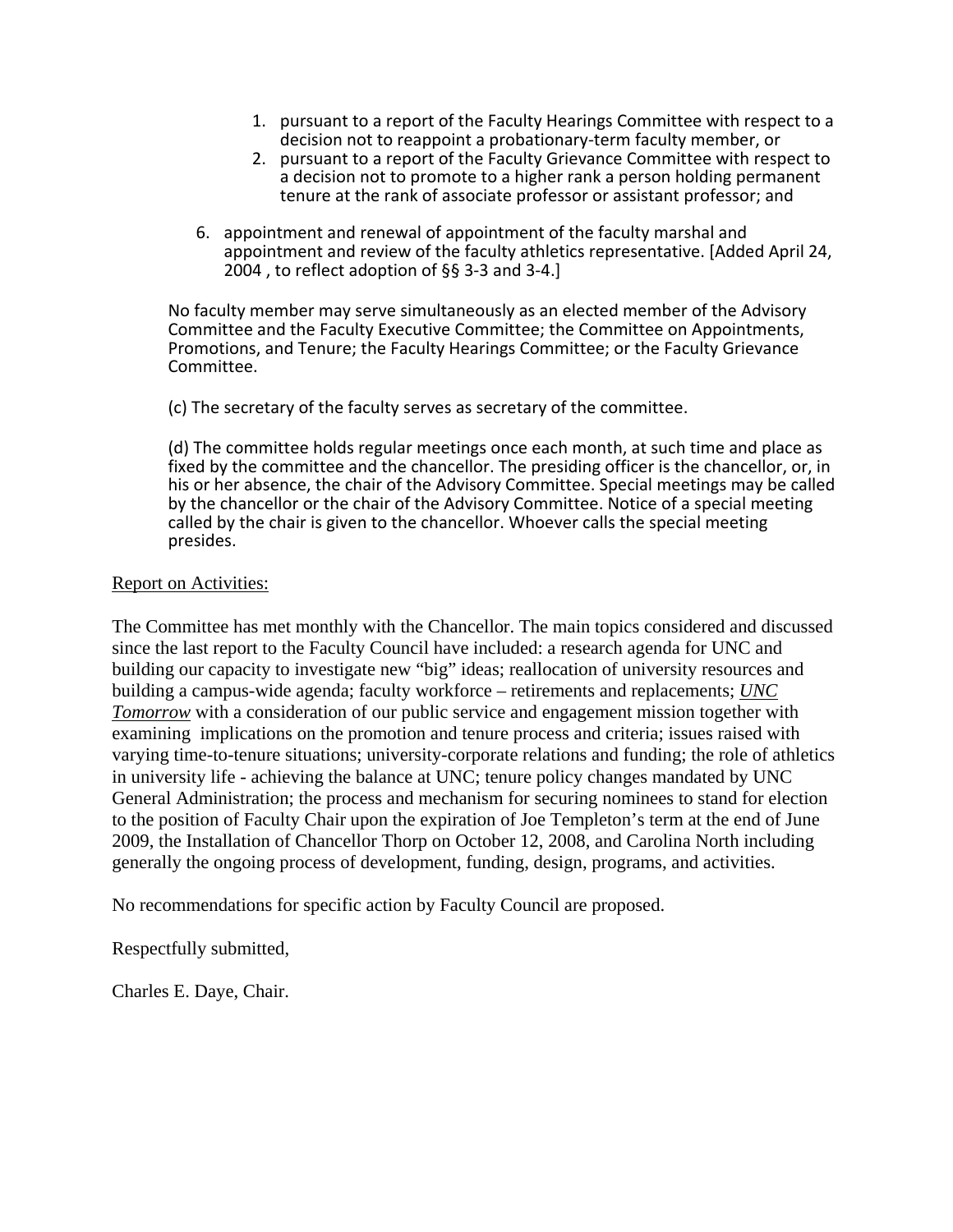1. pursuant to a report of the Faculty Hearings Committee with respect to a decision not to reappoint a probationary-term faculty member, or
2. pursuant to a report of the Faculty Grievance Committee with respect to a decision not to promote to a higher rank a person holding permanent tenure at the rank of associate professor or assistant professor; and

6. appointment and renewal of appointment of the faculty marshal and appointment and review of the faculty athletics representative. [Added April 24, 2004 , to reflect adoption of §§ 3-3 and 3-4.]

No faculty member may serve simultaneously as an elected member of the Advisory Committee and the Faculty Executive Committee; the Committee on Appointments, Promotions, and Tenure; the Faculty Hearings Committee; or the Faculty Grievance Committee.

(c) The secretary of the faculty serves as secretary of the committee.

(d) The committee holds regular meetings once each month, at such time and place as fixed by the committee and the chancellor. The presiding officer is the chancellor, or, in his or her absence, the chair of the Advisory Committee. Special meetings may be called by the chancellor or the chair of the Advisory Committee. Notice of a special meeting called by the chair is given to the chancellor. Whoever calls the special meeting presides.

Report on Activities:

The Committee has met monthly with the Chancellor. The main topics considered and discussed since the last report to the Faculty Council have included: a research agenda for UNC and building our capacity to investigate new "big" ideas; reallocation of university resources and building a campus-wide agenda; faculty workforce – retirements and replacements; *UNC Tomorrow* with a consideration of our public service and engagement mission together with examining implications on the promotion and tenure process and criteria; issues raised with varying time-to-tenure situations; university-corporate relations and funding; the role of athletics in university life - achieving the balance at UNC; tenure policy changes mandated by UNC General Administration; the process and mechanism for securing nominees to stand for election to the position of Faculty Chair upon the expiration of Joe Templeton's term at the end of June 2009, the Installation of Chancellor Thorp on October 12, 2008, and Carolina North including generally the ongoing process of development, funding, design, programs, and activities.

No recommendations for specific action by Faculty Council are proposed.

Respectfully submitted,

Charles E. Daye, Chair.